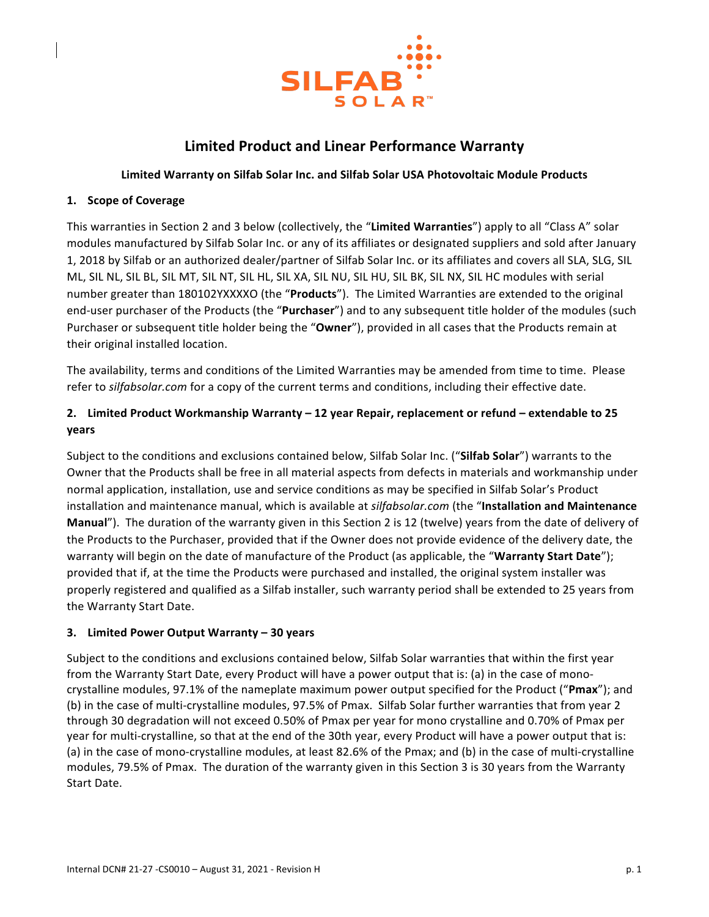# Limited Product and Linear Performance Warranty

**Limited Warranty on Silfab Solar Inc. and Silfab Solar USA Photovoltaic Module Products**

## 1. Scope of Coverage

This warranties in Section 2 and 3 below (collectively, the "**Limited Warranties**") apply to all "Class A" solar modules manufactured by Silfab Solar Inc. or any of its affiliates or designated suppliers and sold after January 1, 2018 by Silfab or an authorized dealer/partner of Silfab Solar Inc. or its affiliates and covers all SLA, SLG, SIL ML, SIL NL, SIL BL, SIL MT, SIL NT, SIL HL, SIL XA, SIL NU, SIL HU, SIL BK, SIL NX, SIL HC modules with serial number greater than 180102YXXXXO (the "**Products**"). The Limited Warranties are extended to the original end-user purchaser of the Products (the "**Purchaser**") and to any subsequent title holder of the modules (such Purchaser or subsequent title holder being the "**Owner**"), provided in all cases that the Products remain at their original installed location.

The availability, terms and conditions of the Limited Warranties may be amended from time to time. Please refer to *silfabsolar.com* for a copy of the current terms and conditions, including their effective date.

## 2. Limited Product Workmanship Warranty – 12 year Repair, replacement or refund – extendable to 25 years

Subject to the conditions and exclusions contained below, Silfab Solar Inc. ("**Silfab Solar**") warrants to the Owner that the Products shall be free in all material aspects from defects in materials and workmanship under normal application, installation, use and service conditions as may be specified in Silfab Solar's Product installation and maintenance manual, which is available at *silfabsolar.com* (the "**Installation and Maintenance Manual**"). The duration of the warranty given in this Section 2 is 12 (twelve) years from the date of delivery of the Products to the Purchaser, provided that if the Owner does not provide evidence of the delivery date, the warranty will begin on the date of manufacture of the Product (as applicable, the "**Warranty Start Date**"); provided that if, at the time the Products were purchased and installed, the original system installer was properly registered and qualified as a Silfab installer, such warranty period shall be extended to 25 years from the Warranty Start Date.

## 3. Limited Power Output Warranty – 30 years

Subject to the conditions and exclusions contained below, Silfab Solar warranties that within the first year from the Warranty Start Date, every Product will have a power output that is: (a) in the case of mono-crystalline modules, 97.1% of the nameplate maximum power output specified for the Product ("**Pmax**"); and (b) in the case of multi-crystalline modules, 97.5% of Pmax. Silfab Solar further warranties that from year 2 through 30 degradation will not exceed 0.50% of Pmax per year for mono crystalline and 0.70% of Pmax per year for multi-crystalline, so that at the end of the 30th year, every Product will have a power output that is: (a) in the case of mono-crystalline modules, at least 82.6% of the Pmax; and (b) in the case of multi-crystalline modules, 79.5% of Pmax. The duration of the warranty given in this Section 3 is 30 years from the Warranty Start Date.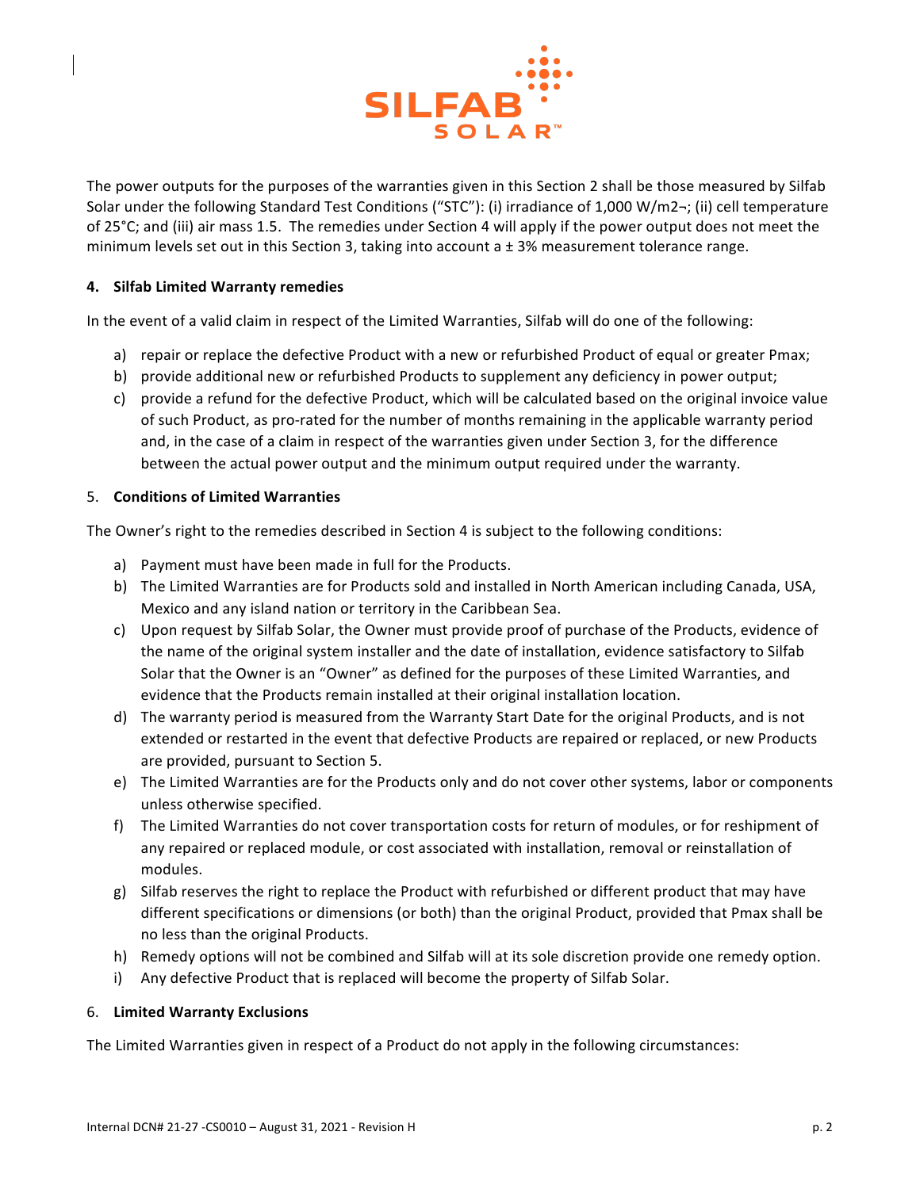The power outputs for the purposes of the warranties given in this Section 2 shall be those measured by Silfab Solar under the following Standard Test Conditions ("STC"): (i) irradiance of 1,000 W/m2¬; (ii) cell temperature of 25°C; and (iii) air mass 1.5. The remedies under Section 4 will apply if the power output does not meet the minimum levels set out in this Section 3, taking into account a ± 3% measurement tolerance range.

**4. Silfab Limited Warranty remedies**

In the event of a valid claim in respect of the Limited Warranties, Silfab will do one of the following:

a) repair or replace the defective Product with a new or refurbished Product of equal or greater Pmax;
b) provide additional new or refurbished Products to supplement any deficiency in power output;
c) provide a refund for the defective Product, which will be calculated based on the original invoice value of such Product, as pro-rated for the number of months remaining in the applicable warranty period and, in the case of a claim in respect of the warranties given under Section 3, for the difference between the actual power output and the minimum output required under the warranty.

5. **Conditions of Limited Warranties**

The Owner's right to the remedies described in Section 4 is subject to the following conditions:

a) Payment must have been made in full for the Products.
b) The Limited Warranties are for Products sold and installed in North American including Canada, USA, Mexico and any island nation or territory in the Caribbean Sea.
c) Upon request by Silfab Solar, the Owner must provide proof of purchase of the Products, evidence of the name of the original system installer and the date of installation, evidence satisfactory to Silfab Solar that the Owner is an "Owner" as defined for the purposes of these Limited Warranties, and evidence that the Products remain installed at their original installation location.
d) The warranty period is measured from the Warranty Start Date for the original Products, and is not extended or restarted in the event that defective Products are repaired or replaced, or new Products are provided, pursuant to Section 5.
e) The Limited Warranties are for the Products only and do not cover other systems, labor or components unless otherwise specified.
f) The Limited Warranties do not cover transportation costs for return of modules, or for reshipment of any repaired or replaced module, or cost associated with installation, removal or reinstallation of modules.
g) Silfab reserves the right to replace the Product with refurbished or different product that may have different specifications or dimensions (or both) than the original Product, provided that Pmax shall be no less than the original Products.
h) Remedy options will not be combined and Silfab will at its sole discretion provide one remedy option.
i) Any defective Product that is replaced will become the property of Silfab Solar.

6. **Limited Warranty Exclusions**

The Limited Warranties given in respect of a Product do not apply in the following circumstances: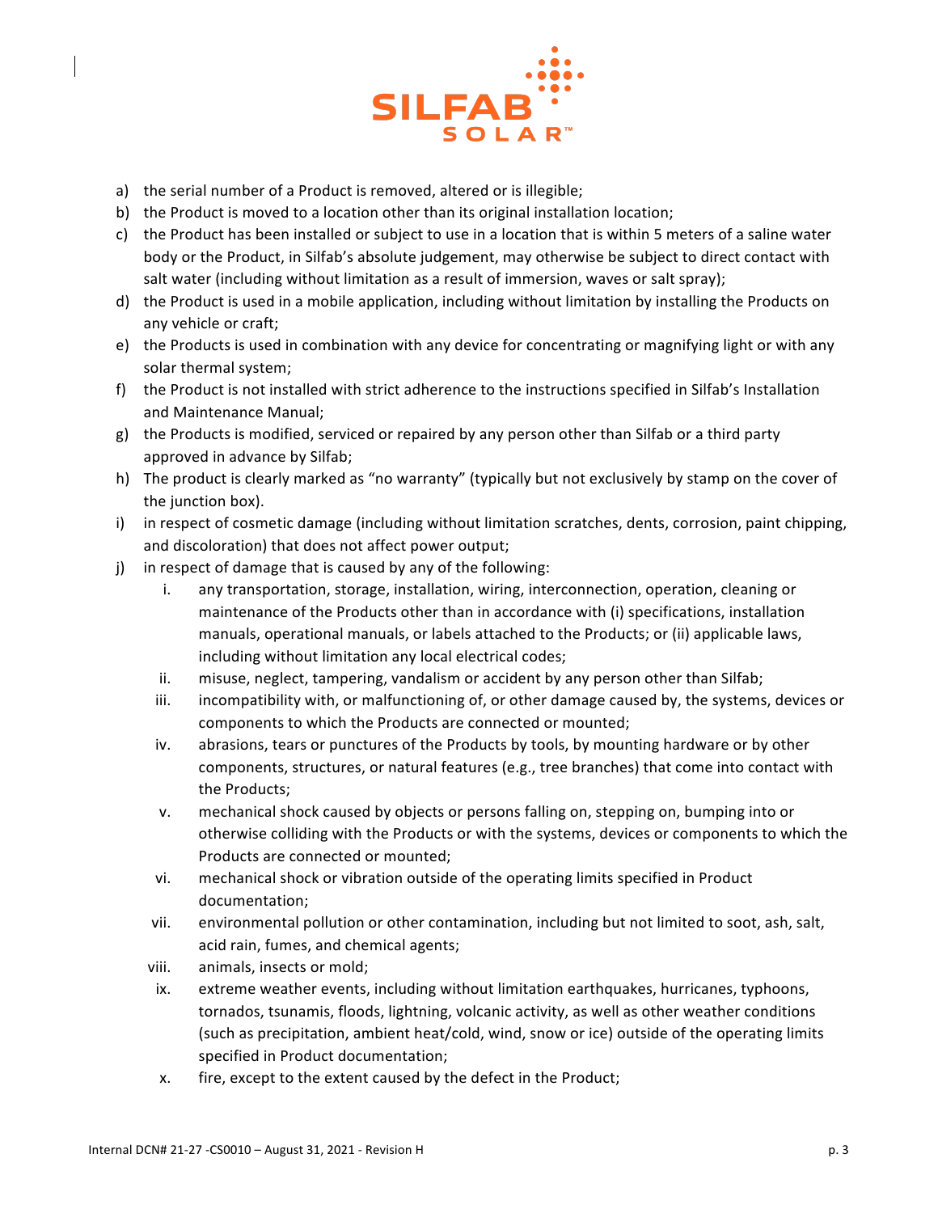a) the serial number of a Product is removed, altered or is illegible;
b) the Product is moved to a location other than its original installation location;
c) the Product has been installed or subject to use in a location that is within 5 meters of a saline water body or the Product, in Silfab's absolute judgement, may otherwise be subject to direct contact with salt water (including without limitation as a result of immersion, waves or salt spray);
d) the Product is used in a mobile application, including without limitation by installing the Products on any vehicle or craft;
e) the Products is used in combination with any device for concentrating or magnifying light or with any solar thermal system;
f) the Product is not installed with strict adherence to the instructions specified in Silfab's Installation and Maintenance Manual;
g) the Products is modified, serviced or repaired by any person other than Silfab or a third party approved in advance by Silfab;
h) The product is clearly marked as "no warranty" (typically but not exclusively by stamp on the cover of the junction box).
i) in respect of cosmetic damage (including without limitation scratches, dents, corrosion, paint chipping, and discoloration) that does not affect power output;
j) in respect of damage that is caused by any of the following:
    i. any transportation, storage, installation, wiring, interconnection, operation, cleaning or maintenance of the Products other than in accordance with (i) specifications, installation manuals, operational manuals, or labels attached to the Products; or (ii) applicable laws, including without limitation any local electrical codes;
    ii. misuse, neglect, tampering, vandalism or accident by any person other than Silfab;
    iii. incompatibility with, or malfunctioning of, or other damage caused by, the systems, devices or components to which the Products are connected or mounted;
    iv. abrasions, tears or punctures of the Products by tools, by mounting hardware or by other components, structures, or natural features (e.g., tree branches) that come into contact with the Products;
    v. mechanical shock caused by objects or persons falling on, stepping on, bumping into or otherwise colliding with the Products or with the systems, devices or components to which the Products are connected or mounted;
    vi. mechanical shock or vibration outside of the operating limits specified in Product documentation;
    vii. environmental pollution or other contamination, including but not limited to soot, ash, salt, acid rain, fumes, and chemical agents;
    viii. animals, insects or mold;
    ix. extreme weather events, including without limitation earthquakes, hurricanes, typhoons, tornados, tsunamis, floods, lightning, volcanic activity, as well as other weather conditions (such as precipitation, ambient heat/cold, wind, snow or ice) outside of the operating limits specified in Product documentation;
    x. fire, except to the extent caused by the defect in the Product;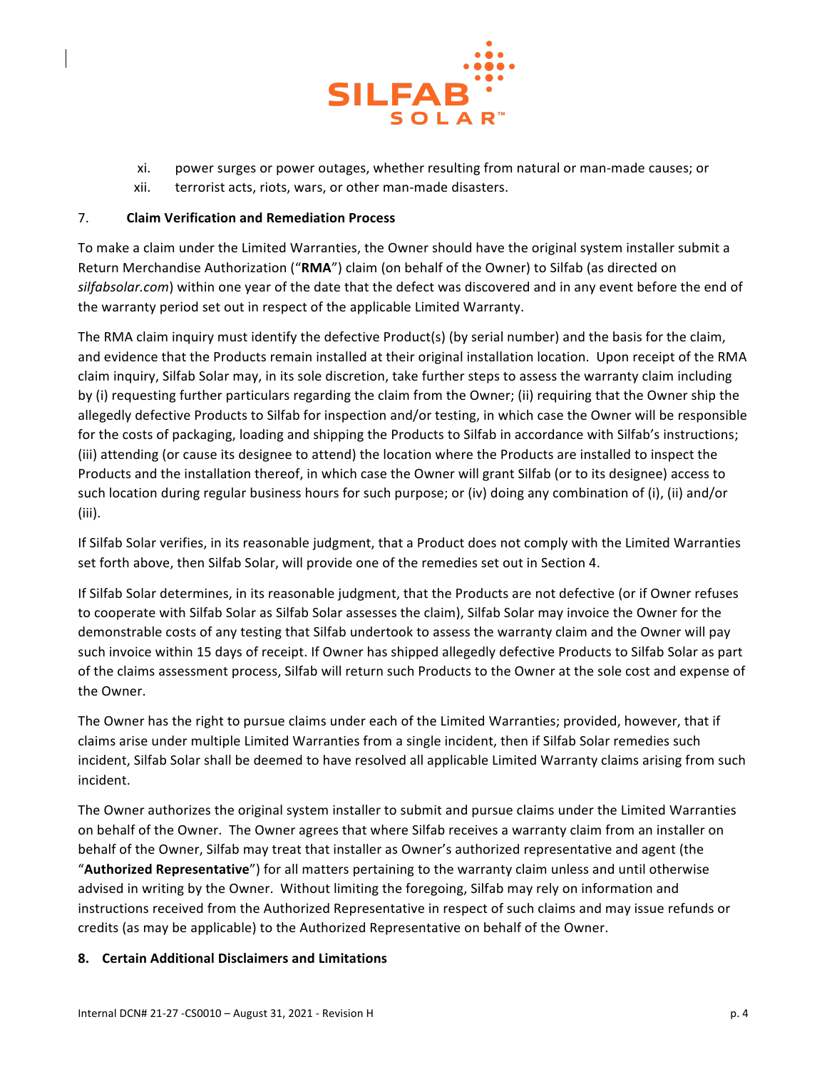xi. power surges or power outages, whether resulting from natural or man-made causes; or

xii. terrorist acts, riots, wars, or other man-made disasters.

## 7. Claim Verification and Remediation Process

To make a claim under the Limited Warranties, the Owner should have the original system installer submit a Return Merchandise Authorization ("**RMA**") claim (on behalf of the Owner) to Silfab (as directed on *silfabsolar.com*) within one year of the date that the defect was discovered and in any event before the end of the warranty period set out in respect of the applicable Limited Warranty.

The RMA claim inquiry must identify the defective Product(s) (by serial number) and the basis for the claim, and evidence that the Products remain installed at their original installation location. Upon receipt of the RMA claim inquiry, Silfab Solar may, in its sole discretion, take further steps to assess the warranty claim including by (i) requesting further particulars regarding the claim from the Owner; (ii) requiring that the Owner ship the allegedly defective Products to Silfab for inspection and/or testing, in which case the Owner will be responsible for the costs of packaging, loading and shipping the Products to Silfab in accordance with Silfab's instructions; (iii) attending (or cause its designee to attend) the location where the Products are installed to inspect the Products and the installation thereof, in which case the Owner will grant Silfab (or to its designee) access to such location during regular business hours for such purpose; or (iv) doing any combination of (i), (ii) and/or (iii).

If Silfab Solar verifies, in its reasonable judgment, that a Product does not comply with the Limited Warranties set forth above, then Silfab Solar, will provide one of the remedies set out in Section 4.

If Silfab Solar determines, in its reasonable judgment, that the Products are not defective (or if Owner refuses to cooperate with Silfab Solar as Silfab Solar assesses the claim), Silfab Solar may invoice the Owner for the demonstrable costs of any testing that Silfab undertook to assess the warranty claim and the Owner will pay such invoice within 15 days of receipt. If Owner has shipped allegedly defective Products to Silfab Solar as part of the claims assessment process, Silfab will return such Products to the Owner at the sole cost and expense of the Owner.

The Owner has the right to pursue claims under each of the Limited Warranties; provided, however, that if claims arise under multiple Limited Warranties from a single incident, then if Silfab Solar remedies such incident, Silfab Solar shall be deemed to have resolved all applicable Limited Warranty claims arising from such incident.

The Owner authorizes the original system installer to submit and pursue claims under the Limited Warranties on behalf of the Owner. The Owner agrees that where Silfab receives a warranty claim from an installer on behalf of the Owner, Silfab may treat that installer as Owner's authorized representative and agent (the "**Authorized Representative**") for all matters pertaining to the warranty claim unless and until otherwise advised in writing by the Owner. Without limiting the foregoing, Silfab may rely on information and instructions received from the Authorized Representative in respect of such claims and may issue refunds or credits (as may be applicable) to the Authorized Representative on behalf of the Owner.

## 8. Certain Additional Disclaimers and Limitations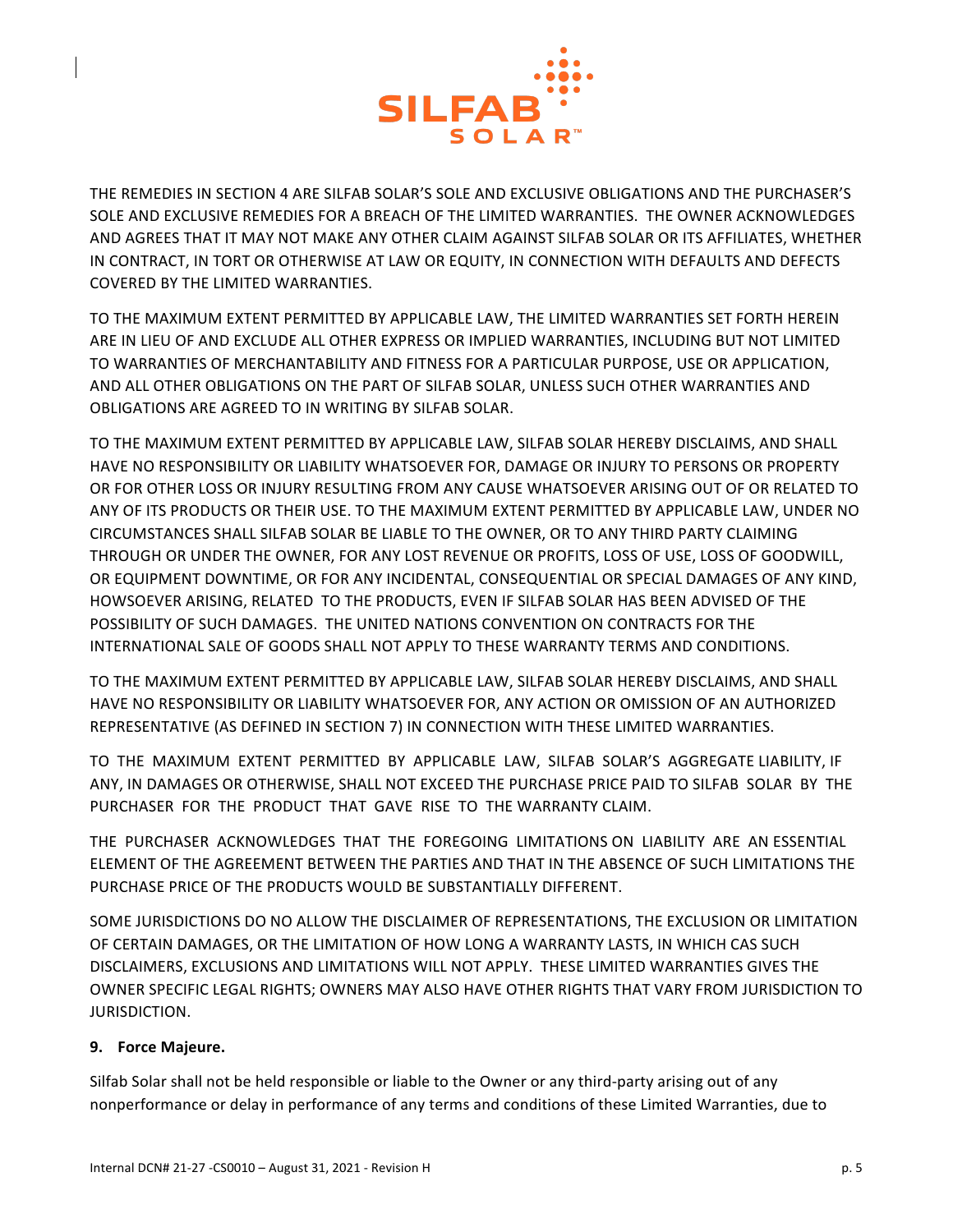THE REMEDIES IN SECTION 4 ARE SILFAB SOLAR'S SOLE AND EXCLUSIVE OBLIGATIONS AND THE PURCHASER'S SOLE AND EXCLUSIVE REMEDIES FOR A BREACH OF THE LIMITED WARRANTIES. THE OWNER ACKNOWLEDGES AND AGREES THAT IT MAY NOT MAKE ANY OTHER CLAIM AGAINST SILFAB SOLAR OR ITS AFFILIATES, WHETHER IN CONTRACT, IN TORT OR OTHERWISE AT LAW OR EQUITY, IN CONNECTION WITH DEFAULTS AND DEFECTS COVERED BY THE LIMITED WARRANTIES.

TO THE MAXIMUM EXTENT PERMITTED BY APPLICABLE LAW, THE LIMITED WARRANTIES SET FORTH HEREIN ARE IN LIEU OF AND EXCLUDE ALL OTHER EXPRESS OR IMPLIED WARRANTIES, INCLUDING BUT NOT LIMITED TO WARRANTIES OF MERCHANTABILITY AND FITNESS FOR A PARTICULAR PURPOSE, USE OR APPLICATION, AND ALL OTHER OBLIGATIONS ON THE PART OF SILFAB SOLAR, UNLESS SUCH OTHER WARRANTIES AND OBLIGATIONS ARE AGREED TO IN WRITING BY SILFAB SOLAR.

TO THE MAXIMUM EXTENT PERMITTED BY APPLICABLE LAW, SILFAB SOLAR HEREBY DISCLAIMS, AND SHALL HAVE NO RESPONSIBILITY OR LIABILITY WHATSOEVER FOR, DAMAGE OR INJURY TO PERSONS OR PROPERTY OR FOR OTHER LOSS OR INJURY RESULTING FROM ANY CAUSE WHATSOEVER ARISING OUT OF OR RELATED TO ANY OF ITS PRODUCTS OR THEIR USE. TO THE MAXIMUM EXTENT PERMITTED BY APPLICABLE LAW, UNDER NO CIRCUMSTANCES SHALL SILFAB SOLAR BE LIABLE TO THE OWNER, OR TO ANY THIRD PARTY CLAIMING THROUGH OR UNDER THE OWNER, FOR ANY LOST REVENUE OR PROFITS, LOSS OF USE, LOSS OF GOODWILL, OR EQUIPMENT DOWNTIME, OR FOR ANY INCIDENTAL, CONSEQUENTIAL OR SPECIAL DAMAGES OF ANY KIND, HOWSOEVER ARISING, RELATED TO THE PRODUCTS, EVEN IF SILFAB SOLAR HAS BEEN ADVISED OF THE POSSIBILITY OF SUCH DAMAGES. THE UNITED NATIONS CONVENTION ON CONTRACTS FOR THE INTERNATIONAL SALE OF GOODS SHALL NOT APPLY TO THESE WARRANTY TERMS AND CONDITIONS.

TO THE MAXIMUM EXTENT PERMITTED BY APPLICABLE LAW, SILFAB SOLAR HEREBY DISCLAIMS, AND SHALL HAVE NO RESPONSIBILITY OR LIABILITY WHATSOEVER FOR, ANY ACTION OR OMISSION OF AN AUTHORIZED REPRESENTATIVE (AS DEFINED IN SECTION 7) IN CONNECTION WITH THESE LIMITED WARRANTIES.

TO THE MAXIMUM EXTENT PERMITTED BY APPLICABLE LAW, SILFAB SOLAR'S AGGREGATE LIABILITY, IF ANY, IN DAMAGES OR OTHERWISE, SHALL NOT EXCEED THE PURCHASE PRICE PAID TO SILFAB SOLAR BY THE PURCHASER FOR THE PRODUCT THAT GAVE RISE TO THE WARRANTY CLAIM.

THE PURCHASER ACKNOWLEDGES THAT THE FOREGOING LIMITATIONS ON LIABILITY ARE AN ESSENTIAL ELEMENT OF THE AGREEMENT BETWEEN THE PARTIES AND THAT IN THE ABSENCE OF SUCH LIMITATIONS THE PURCHASE PRICE OF THE PRODUCTS WOULD BE SUBSTANTIALLY DIFFERENT.

SOME JURISDICTIONS DO NO ALLOW THE DISCLAIMER OF REPRESENTATIONS, THE EXCLUSION OR LIMITATION OF CERTAIN DAMAGES, OR THE LIMITATION OF HOW LONG A WARRANTY LASTS, IN WHICH CAS SUCH DISCLAIMERS, EXCLUSIONS AND LIMITATIONS WILL NOT APPLY. THESE LIMITED WARRANTIES GIVES THE OWNER SPECIFIC LEGAL RIGHTS; OWNERS MAY ALSO HAVE OTHER RIGHTS THAT VARY FROM JURISDICTION TO JURISDICTION.

**9. Force Majeure.**

Silfab Solar shall not be held responsible or liable to the Owner or any third-party arising out of any nonperformance or delay in performance of any terms and conditions of these Limited Warranties, due to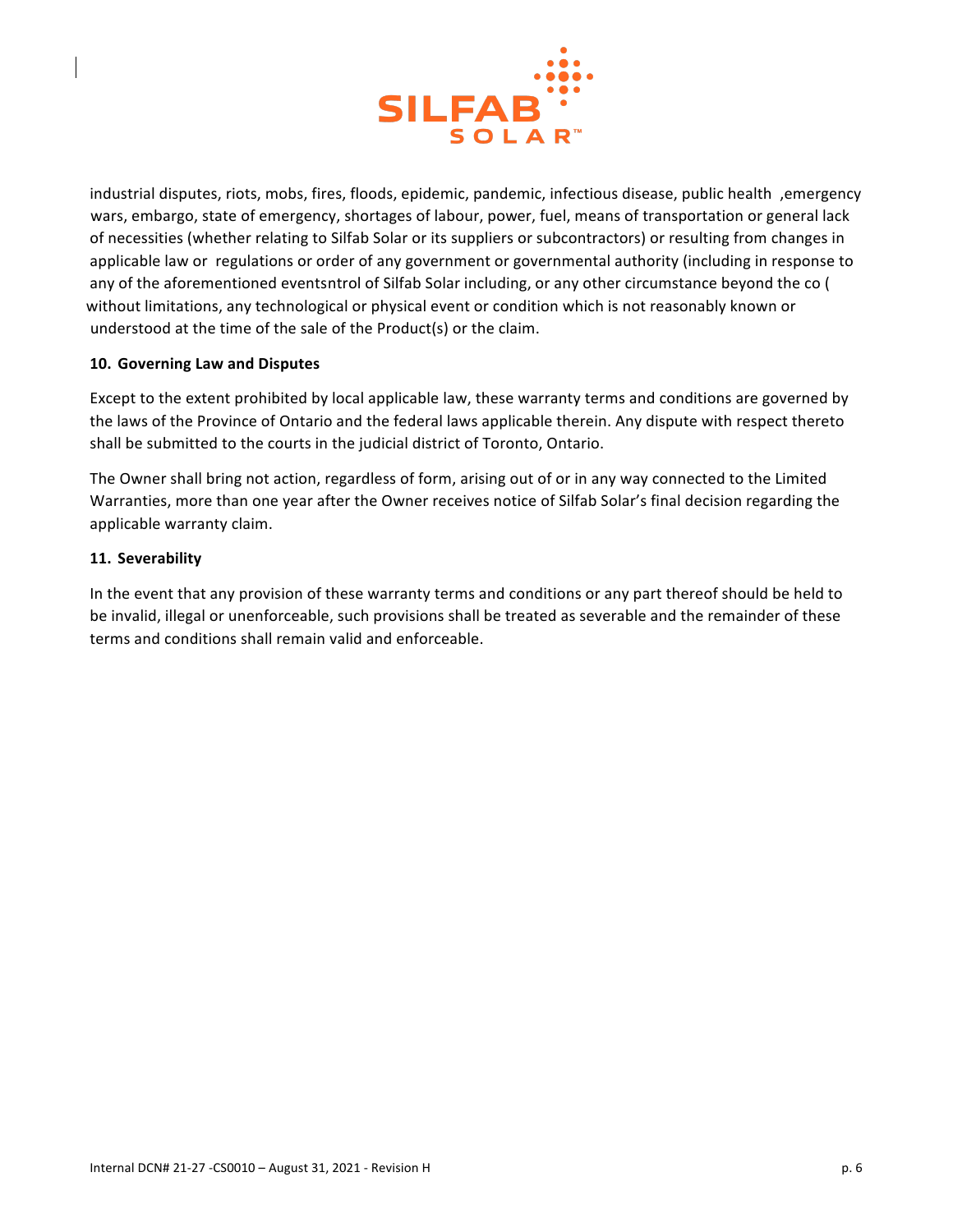industrial disputes, riots, mobs, fires, floods, epidemic, pandemic, infectious disease, public health ,emergency wars, embargo, state of emergency, shortages of labour, power, fuel, means of transportation or general lack of necessities (whether relating to Silfab Solar or its suppliers or subcontractors) or resulting from changes in applicable law or regulations or order of any government or governmental authority (including in response to any of the aforementioned eventsntrol of Silfab Solar including, or any other circumstance beyond the co ( without limitations, any technological or physical event or condition which is not reasonably known or understood at the time of the sale of the Product(s) or the claim.

**10. Governing Law and Disputes**

Except to the extent prohibited by local applicable law, these warranty terms and conditions are governed by the laws of the Province of Ontario and the federal laws applicable therein. Any dispute with respect thereto shall be submitted to the courts in the judicial district of Toronto, Ontario.

The Owner shall bring not action, regardless of form, arising out of or in any way connected to the Limited Warranties, more than one year after the Owner receives notice of Silfab Solar's final decision regarding the applicable warranty claim.

**11. Severability**

In the event that any provision of these warranty terms and conditions or any part thereof should be held to be invalid, illegal or unenforceable, such provisions shall be treated as severable and the remainder of these terms and conditions shall remain valid and enforceable.